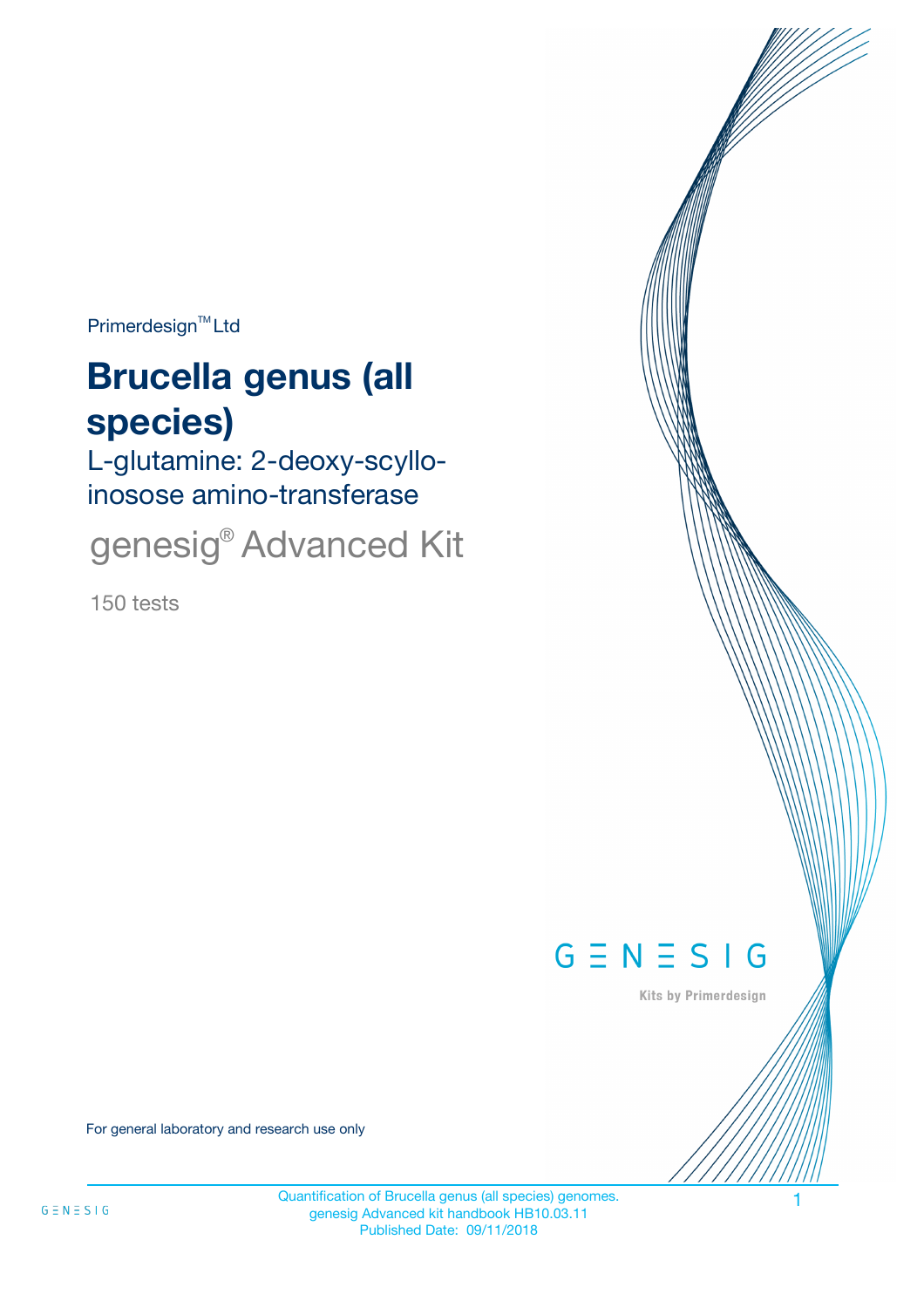Primerdesign™ Ltd

# Brucella genus (all species)

L-glutamine: 2-deoxy-scyllo-inosose amino-transferase

genesig® Advanced Kit

150 tests

GENESIG

Kits by Primerdesign

For general laboratory and research use only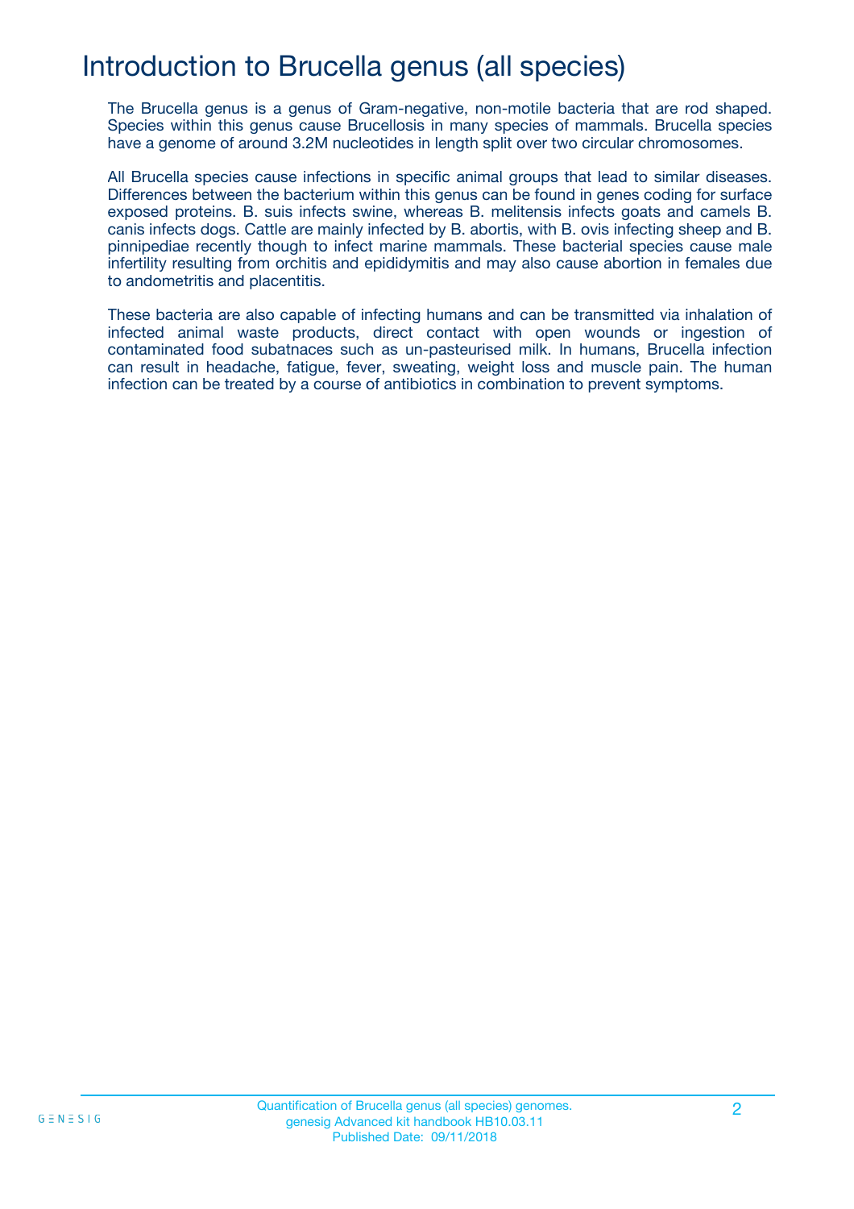# Introduction to Brucella genus (all species)

The Brucella genus is a genus of Gram-negative, non-motile bacteria that are rod shaped. Species within this genus cause Brucellosis in many species of mammals. Brucella species have a genome of around 3.2M nucleotides in length split over two circular chromosomes.

All Brucella species cause infections in specific animal groups that lead to similar diseases. Differences between the bacterium within this genus can be found in genes coding for surface exposed proteins. B. suis infects swine, whereas B. melitensis infects goats and camels B. canis infects dogs. Cattle are mainly infected by B. abortis, with B. ovis infecting sheep and B. pinnipediae recently though to infect marine mammals. These bacterial species cause male infertility resulting from orchitis and epididymitis and may also cause abortion in females due to andometritis and placentitis.

These bacteria are also capable of infecting humans and can be transmitted via inhalation of infected animal waste products, direct contact with open wounds or ingestion of contaminated food subatnaces such as un-pasteurised milk. In humans, Brucella infection can result in headache, fatigue, fever, sweating, weight loss and muscle pain. The human infection can be treated by a course of antibiotics in combination to prevent symptoms.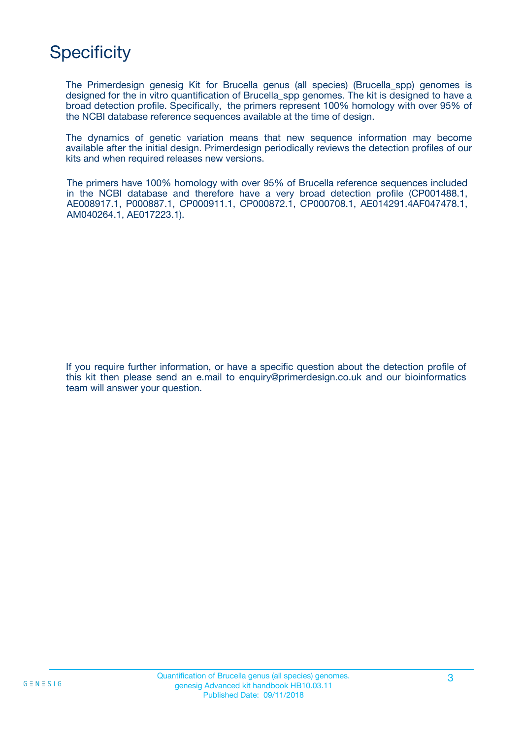# Specificity

The Primerdesign genesig Kit for Brucella genus (all species) (Brucella_spp) genomes is designed for the in vitro quantification of Brucella_spp genomes. The kit is designed to have a broad detection profile. Specifically, the primers represent 100% homology with over 95% of the NCBI database reference sequences available at the time of design.

The dynamics of genetic variation means that new sequence information may become available after the initial design. Primerdesign periodically reviews the detection profiles of our kits and when required releases new versions.

The primers have 100% homology with over 95% of Brucella reference sequences included in the NCBI database and therefore have a very broad detection profile (CP001488.1, AE008917.1, P000887.1, CP000911.1, CP000872.1, CP000708.1, AE014291.4AF047478.1, AM040264.1, AE017223.1).

If you require further information, or have a specific question about the detection profile of this kit then please send an e.mail to enquiry@primerdesign.co.uk and our bioinformatics team will answer your question.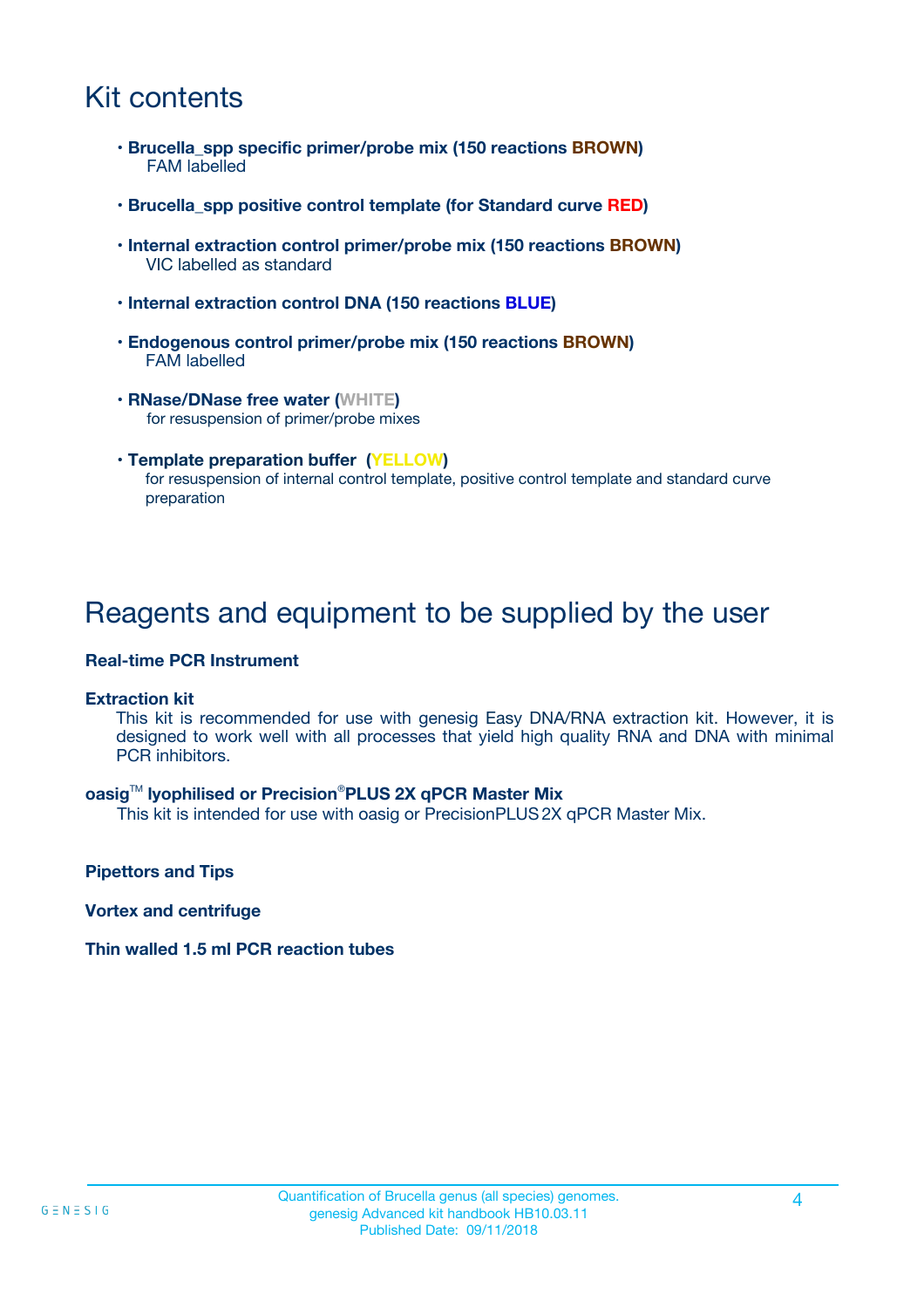# Kit contents

- **Brucella_spp specific primer/probe mix (150 reactions BROWN)**
  FAM labelled
- **Brucella_spp positive control template (for Standard curve RED)**
- **Internal extraction control primer/probe mix (150 reactions BROWN)**
  VIC labelled as standard
- **Internal extraction control DNA (150 reactions BLUE)**
- **Endogenous control primer/probe mix (150 reactions BROWN)**
  FAM labelled
- **RNase/DNase free water (WHITE)**
  for resuspension of primer/probe mixes
- **Template preparation buffer (YELLOW)**
  for resuspension of internal control template, positive control template and standard curve preparation

# Reagents and equipment to be supplied by the user

**Real-time PCR Instrument**

**Extraction kit**

This kit is recommended for use with genesig Easy DNA/RNA extraction kit. However, it is designed to work well with all processes that yield high quality RNA and DNA with minimal PCR inhibitors.

**oasig™ lyophilised or Precision®PLUS 2X qPCR Master Mix**

This kit is intended for use with oasig or PrecisionPLUS 2X qPCR Master Mix.

**Pipettors and Tips**

**Vortex and centrifuge**

**Thin walled 1.5 ml PCR reaction tubes**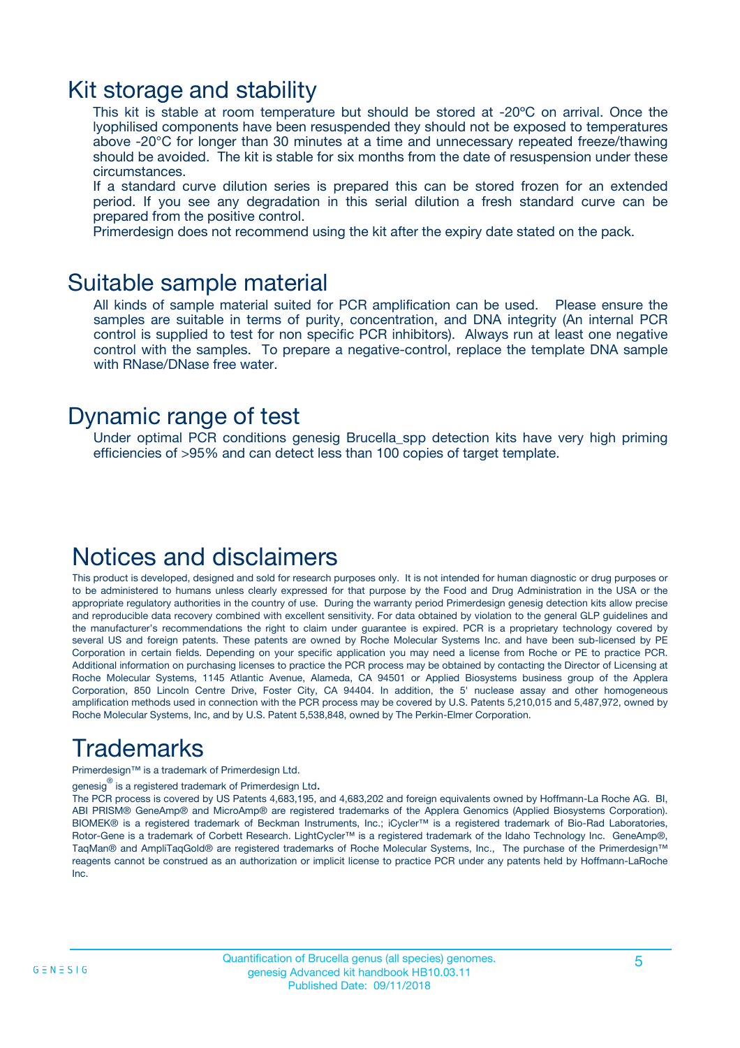## Kit storage and stability

This kit is stable at room temperature but should be stored at -20ºC on arrival. Once the lyophilised components have been resuspended they should not be exposed to temperatures above -20°C for longer than 30 minutes at a time and unnecessary repeated freeze/thawing should be avoided. The kit is stable for six months from the date of resuspension under these circumstances.

If a standard curve dilution series is prepared this can be stored frozen for an extended period. If you see any degradation in this serial dilution a fresh standard curve can be prepared from the positive control.

Primerdesign does not recommend using the kit after the expiry date stated on the pack.

## Suitable sample material

All kinds of sample material suited for PCR amplification can be used. Please ensure the samples are suitable in terms of purity, concentration, and DNA integrity (An internal PCR control is supplied to test for non specific PCR inhibitors). Always run at least one negative control with the samples. To prepare a negative-control, replace the template DNA sample with RNase/DNase free water.

## Dynamic range of test

Under optimal PCR conditions genesig Brucella_spp detection kits have very high priming efficiencies of >95% and can detect less than 100 copies of target template.

## Notices and disclaimers

This product is developed, designed and sold for research purposes only. It is not intended for human diagnostic or drug purposes or to be administered to humans unless clearly expressed for that purpose by the Food and Drug Administration in the USA or the appropriate regulatory authorities in the country of use. During the warranty period Primerdesign genesig detection kits allow precise and reproducible data recovery combined with excellent sensitivity. For data obtained by violation to the general GLP guidelines and the manufacturer's recommendations the right to claim under guarantee is expired. PCR is a proprietary technology covered by several US and foreign patents. These patents are owned by Roche Molecular Systems Inc. and have been sub-licensed by PE Corporation in certain fields. Depending on your specific application you may need a license from Roche or PE to practice PCR. Additional information on purchasing licenses to practice the PCR process may be obtained by contacting the Director of Licensing at Roche Molecular Systems, 1145 Atlantic Avenue, Alameda, CA 94501 or Applied Biosystems business group of the Applera Corporation, 850 Lincoln Centre Drive, Foster City, CA 94404. In addition, the 5' nuclease assay and other homogeneous amplification methods used in connection with the PCR process may be covered by U.S. Patents 5,210,015 and 5,487,972, owned by Roche Molecular Systems, Inc, and by U.S. Patent 5,538,848, owned by The Perkin-Elmer Corporation.

## Trademarks

Primerdesign™ is a trademark of Primerdesign Ltd.

genesig® is a registered trademark of Primerdesign Ltd.

The PCR process is covered by US Patents 4,683,195, and 4,683,202 and foreign equivalents owned by Hoffmann-La Roche AG. BI, ABI PRISM® GeneAmp® and MicroAmp® are registered trademarks of the Applera Genomics (Applied Biosystems Corporation). BIOMEK® is a registered trademark of Beckman Instruments, Inc.; iCycler™ is a registered trademark of Bio-Rad Laboratories, Rotor-Gene is a trademark of Corbett Research. LightCycler™ is a registered trademark of the Idaho Technology Inc. GeneAmp®, TaqMan® and AmpliTaqGold® are registered trademarks of Roche Molecular Systems, Inc., The purchase of the Primerdesign™ reagents cannot be construed as an authorization or implicit license to practice PCR under any patents held by Hoffmann-LaRoche Inc.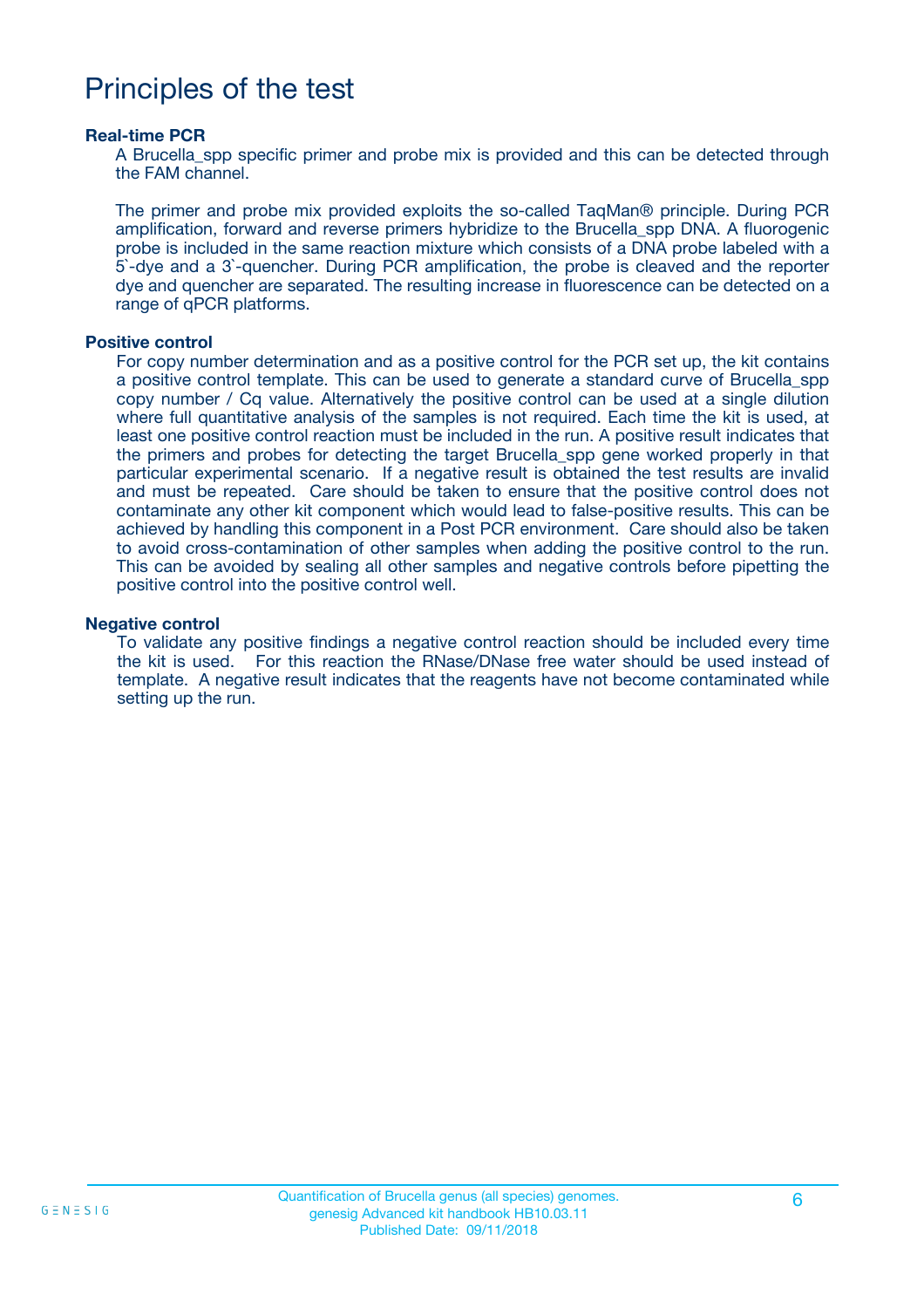# Principles of the test

### Real-time PCR

A Brucella_spp specific primer and probe mix is provided and this can be detected through the FAM channel.

The primer and probe mix provided exploits the so-called TaqMan® principle. During PCR amplification, forward and reverse primers hybridize to the Brucella_spp DNA. A fluorogenic probe is included in the same reaction mixture which consists of a DNA probe labeled with a 5`-dye and a 3`-quencher. During PCR amplification, the probe is cleaved and the reporter dye and quencher are separated. The resulting increase in fluorescence can be detected on a range of qPCR platforms.

### Positive control

For copy number determination and as a positive control for the PCR set up, the kit contains a positive control template. This can be used to generate a standard curve of Brucella_spp copy number / Cq value. Alternatively the positive control can be used at a single dilution where full quantitative analysis of the samples is not required. Each time the kit is used, at least one positive control reaction must be included in the run. A positive result indicates that the primers and probes for detecting the target Brucella_spp gene worked properly in that particular experimental scenario. If a negative result is obtained the test results are invalid and must be repeated. Care should be taken to ensure that the positive control does not contaminate any other kit component which would lead to false-positive results. This can be achieved by handling this component in a Post PCR environment. Care should also be taken to avoid cross-contamination of other samples when adding the positive control to the run. This can be avoided by sealing all other samples and negative controls before pipetting the positive control into the positive control well.

### Negative control

To validate any positive findings a negative control reaction should be included every time the kit is used. For this reaction the RNase/DNase free water should be used instead of template. A negative result indicates that the reagents have not become contaminated while setting up the run.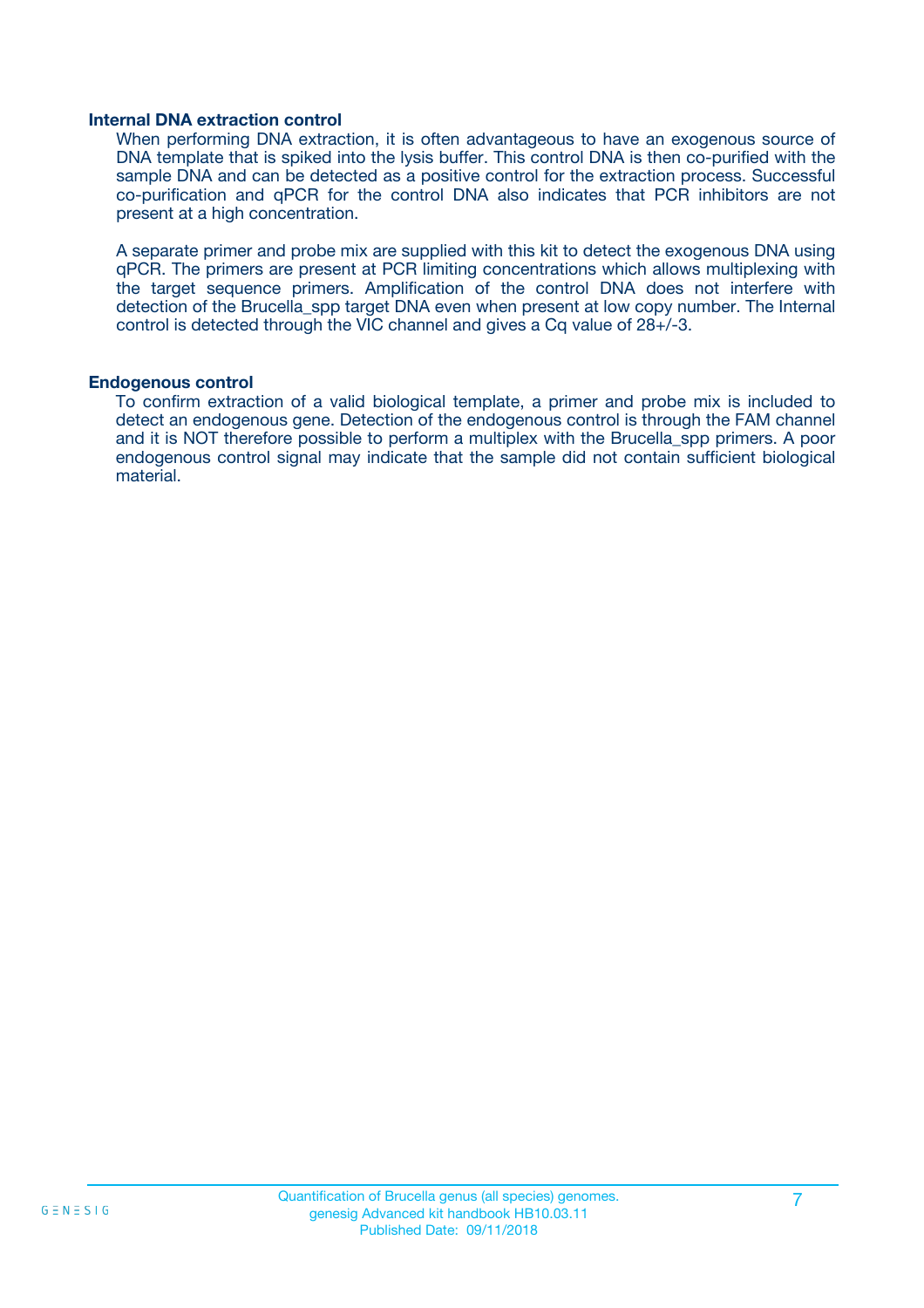### Internal DNA extraction control

When performing DNA extraction, it is often advantageous to have an exogenous source of DNA template that is spiked into the lysis buffer. This control DNA is then co-purified with the sample DNA and can be detected as a positive control for the extraction process. Successful co-purification and qPCR for the control DNA also indicates that PCR inhibitors are not present at a high concentration.

A separate primer and probe mix are supplied with this kit to detect the exogenous DNA using qPCR. The primers are present at PCR limiting concentrations which allows multiplexing with the target sequence primers. Amplification of the control DNA does not interfere with detection of the Brucella_spp target DNA even when present at low copy number. The Internal control is detected through the VIC channel and gives a Cq value of 28+/-3.

### Endogenous control

To confirm extraction of a valid biological template, a primer and probe mix is included to detect an endogenous gene. Detection of the endogenous control is through the FAM channel and it is NOT therefore possible to perform a multiplex with the Brucella_spp primers. A poor endogenous control signal may indicate that the sample did not contain sufficient biological material.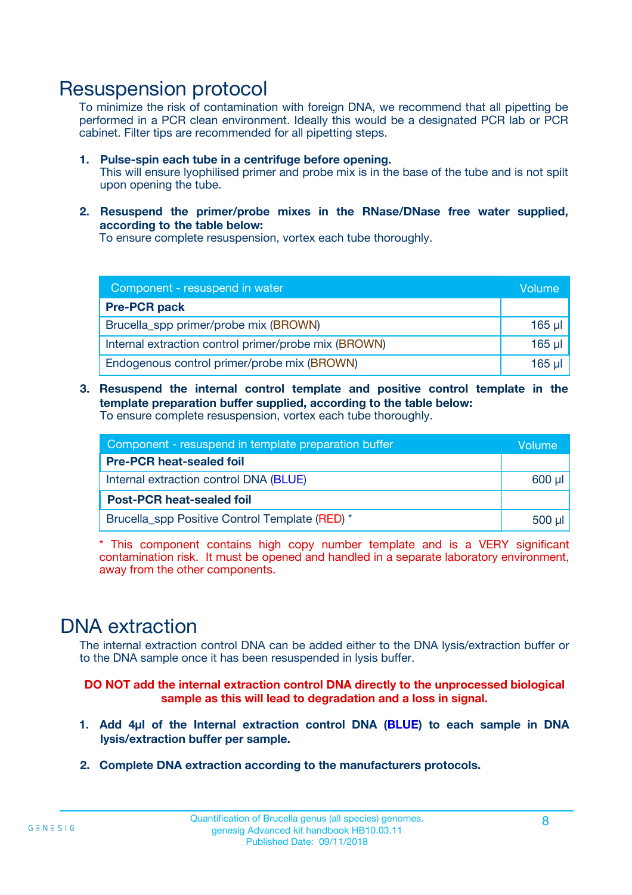# Resuspension protocol

To minimize the risk of contamination with foreign DNA, we recommend that all pipetting be performed in a PCR clean environment. Ideally this would be a designated PCR lab or PCR cabinet. Filter tips are recommended for all pipetting steps.

1. **Pulse-spin each tube in a centrifuge before opening.**
   This will ensure lyophilised primer and probe mix is in the base of the tube and is not spilt upon opening the tube.

2. **Resuspend the primer/probe mixes in the RNase/DNase free water supplied, according to the table below:**
   To ensure complete resuspension, vortex each tube thoroughly.

| Component - resuspend in water | Volume |
|---|---|
| **Pre-PCR pack** | |
| Brucella_spp primer/probe mix (BROWN) | 165 µl |
| Internal extraction control primer/probe mix (BROWN) | 165 µl |
| Endogenous control primer/probe mix (BROWN) | 165 µl |

3. **Resuspend the internal control template and positive control template in the template preparation buffer supplied, according to the table below:**
   To ensure complete resuspension, vortex each tube thoroughly.

| Component - resuspend in template preparation buffer | Volume |
|---|---|
| **Pre-PCR heat-sealed foil** | |
| Internal extraction control DNA (BLUE) | 600 µl |
| **Post-PCR heat-sealed foil** | |
| Brucella_spp Positive Control Template (RED) * | 500 µl |

\* This component contains high copy number template and is a VERY significant contamination risk. It must be opened and handled in a separate laboratory environment, away from the other components.

# DNA extraction

The internal extraction control DNA can be added either to the DNA lysis/extraction buffer or to the DNA sample once it has been resuspended in lysis buffer.

**DO NOT add the internal extraction control DNA directly to the unprocessed biological sample as this will lead to degradation and a loss in signal.**

1. **Add 4µl of the Internal extraction control DNA (BLUE) to each sample in DNA lysis/extraction buffer per sample.**

2. **Complete DNA extraction according to the manufacturers protocols.**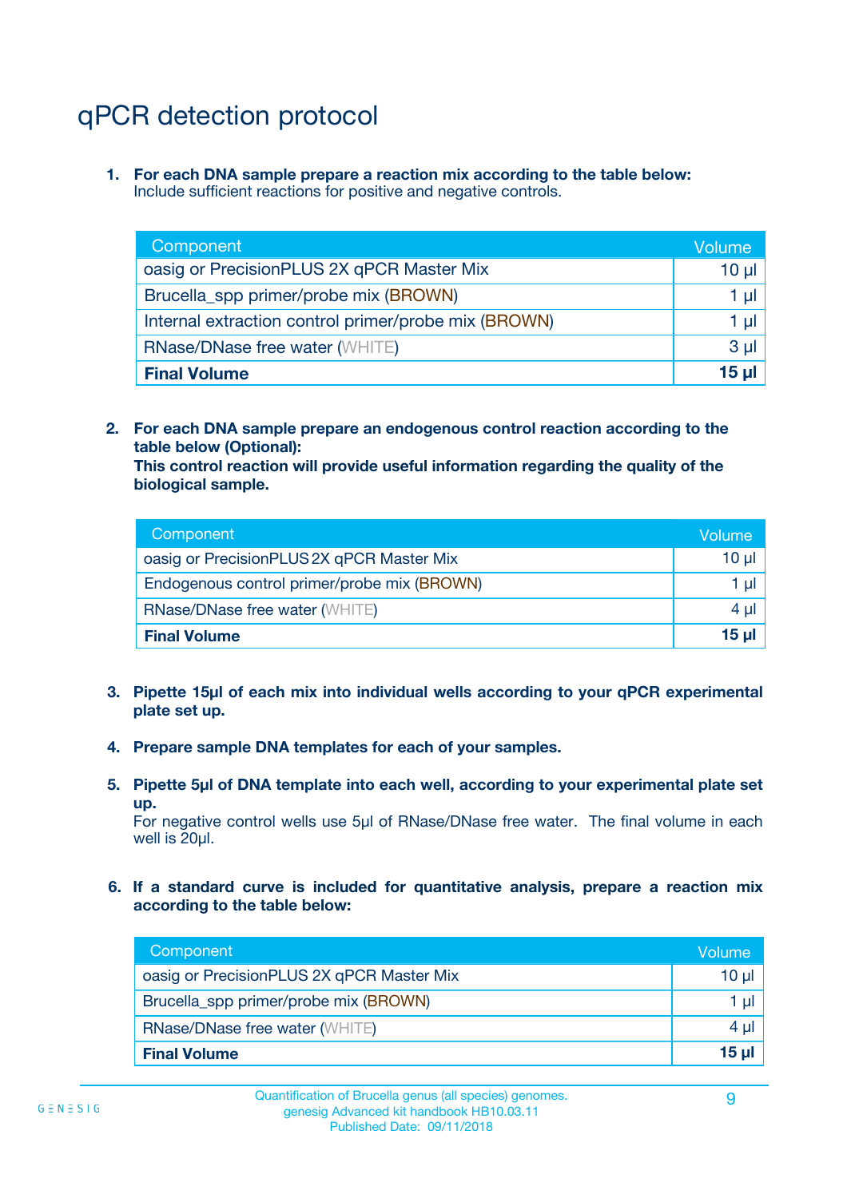# qPCR detection protocol

1. **For each DNA sample prepare a reaction mix according to the table below:**
   Include sufficient reactions for positive and negative controls.

| Component | Volume |
|---|---|
| oasig or PrecisionPLUS 2X qPCR Master Mix | 10 µl |
| Brucella_spp primer/probe mix (BROWN) | 1 µl |
| Internal extraction control primer/probe mix (BROWN) | 1 µl |
| RNase/DNase free water (WHITE) | 3 µl |
| **Final Volume** | **15 µl** |

2. **For each DNA sample prepare an endogenous control reaction according to the table below (Optional):**
   **This control reaction will provide useful information regarding the quality of the biological sample.**

| Component | Volume |
|---|---|
| oasig or PrecisionPLUS 2X qPCR Master Mix | 10 µl |
| Endogenous control primer/probe mix (BROWN) | 1 µl |
| RNase/DNase free water (WHITE) | 4 µl |
| **Final Volume** | **15 µl** |

3. **Pipette 15µl of each mix into individual wells according to your qPCR experimental plate set up.**

4. **Prepare sample DNA templates for each of your samples.**

5. **Pipette 5µl of DNA template into each well, according to your experimental plate set up.**
   For negative control wells use 5µl of RNase/DNase free water. The final volume in each well is 20µl.

6. **If a standard curve is included for quantitative analysis, prepare a reaction mix according to the table below:**

| Component | Volume |
|---|---|
| oasig or PrecisionPLUS 2X qPCR Master Mix | 10 µl |
| Brucella_spp primer/probe mix (BROWN) | 1 µl |
| RNase/DNase free water (WHITE) | 4 µl |
| **Final Volume** | **15 µl** |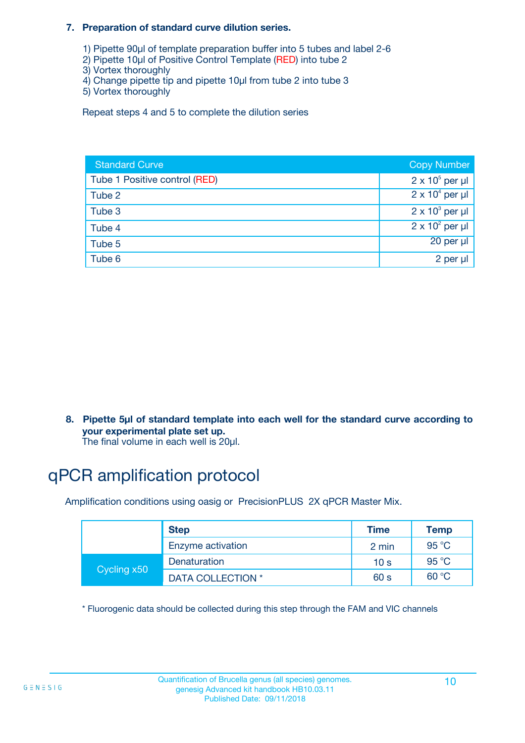**7. Preparation of standard curve dilution series.**

1) Pipette 90µl of template preparation buffer into 5 tubes and label 2-6
2) Pipette 10µl of Positive Control Template (RED) into tube 2
3) Vortex thoroughly
4) Change pipette tip and pipette 10µl from tube 2 into tube 3
5) Vortex thoroughly

Repeat steps 4 and 5 to complete the dilution series

| Standard Curve | Copy Number |
|---|---|
| Tube 1 Positive control (RED) | $2 \times 10^5$ per µl |
| Tube 2 | $2 \times 10^4$ per µl |
| Tube 3 | $2 \times 10^3$ per µl |
| Tube 4 | $2 \times 10^2$ per µl |
| Tube 5 | 20 per µl |
| Tube 6 | 2 per µl |

**8. Pipette 5µl of standard template into each well for the standard curve according to your experimental plate set up.**
The final volume in each well is 20µl.

# qPCR amplification protocol

Amplification conditions using oasig or PrecisionPLUS 2X qPCR Master Mix.

| | Step | Time | Temp |
|---|---|---|---|
| | Enzyme activation | 2 min | 95 °C |
| Cycling x50 | Denaturation | 10 s | 95 °C |
| | DATA COLLECTION * | 60 s | 60 °C |

* Fluorogenic data should be collected during this step through the FAM and VIC channels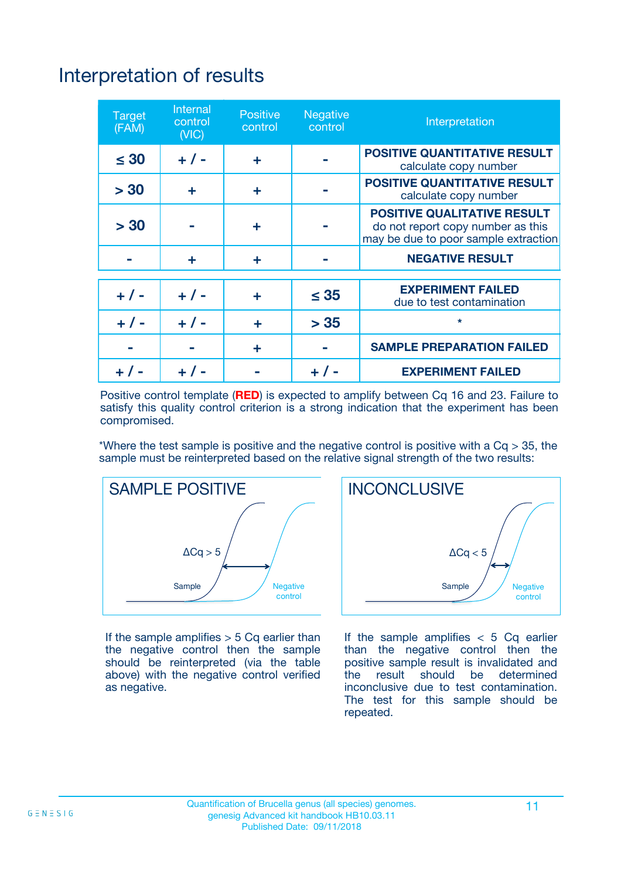# Interpretation of results

| Target (FAM) | Internal control (VIC) | Positive control | Negative control | Interpretation |
|---|---|---|---|---|
| ≤ 30 | + / - | + | - | **POSITIVE QUANTITATIVE RESULT** calculate copy number |
| > 30 | + | + | - | **POSITIVE QUANTITATIVE RESULT** calculate copy number |
| > 30 | - | + | - | **POSITIVE QUALITATIVE RESULT** do not report copy number as this may be due to poor sample extraction |
| - | + | + | - | **NEGATIVE RESULT** |
| + / - | + / - | + | ≤ 35 | **EXPERIMENT FAILED** due to test contamination |
| + / - | + / - | + | > 35 | * |
| - | - | + | - | **SAMPLE PREPARATION FAILED** |
| + / - | + / - | - | + / - | **EXPERIMENT FAILED** |

Positive control template (**RED**) is expected to amplify between Cq 16 and 23. Failure to satisfy this quality control criterion is a strong indication that the experiment has been compromised.

*Where the test sample is positive and the negative control is positive with a Cq > 35, the sample must be reinterpreted based on the relative signal strength of the two results:

## SAMPLE POSITIVE

ΔCq > 5

Sample

Negative control

If the sample amplifies > 5 Cq earlier than the negative control then the sample should be reinterpreted (via the table above) with the negative control verified as negative.

## INCONCLUSIVE

ΔCq < 5

Sample

Negative control

If the sample amplifies < 5 Cq earlier than the negative control then the positive sample result is invalidated and the result should be determined inconclusive due to test contamination. The test for this sample should be repeated.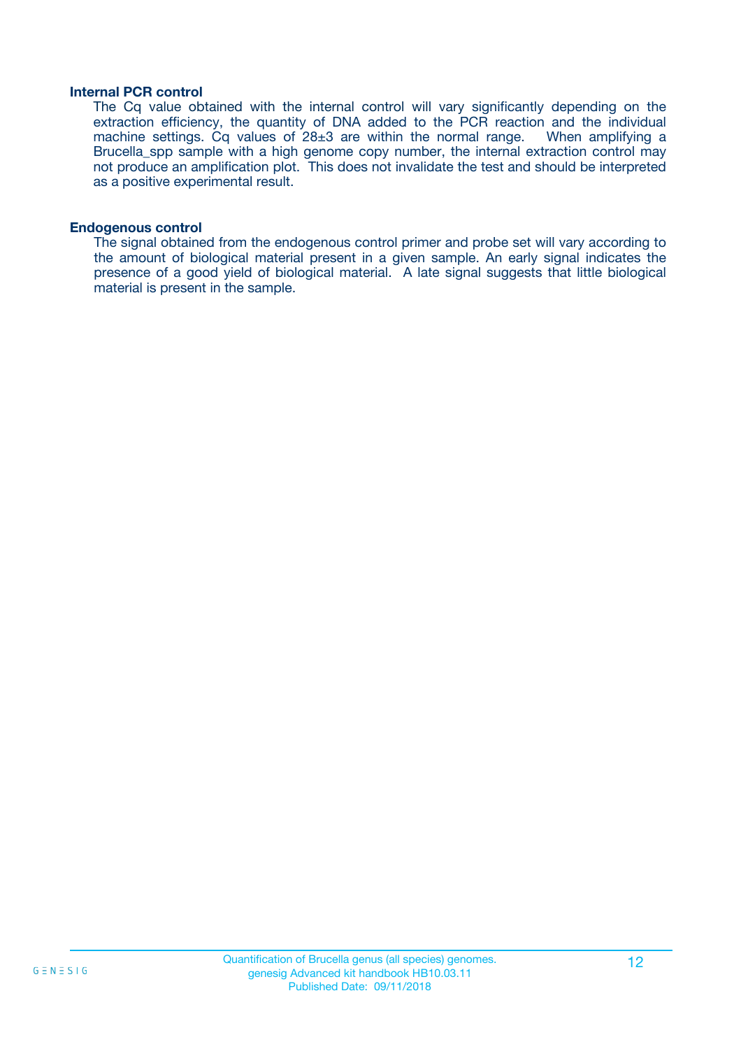### Internal PCR control

The Cq value obtained with the internal control will vary significantly depending on the extraction efficiency, the quantity of DNA added to the PCR reaction and the individual machine settings. Cq values of 28±3 are within the normal range. When amplifying a Brucella_spp sample with a high genome copy number, the internal extraction control may not produce an amplification plot. This does not invalidate the test and should be interpreted as a positive experimental result.

### Endogenous control

The signal obtained from the endogenous control primer and probe set will vary according to the amount of biological material present in a given sample. An early signal indicates the presence of a good yield of biological material. A late signal suggests that little biological material is present in the sample.